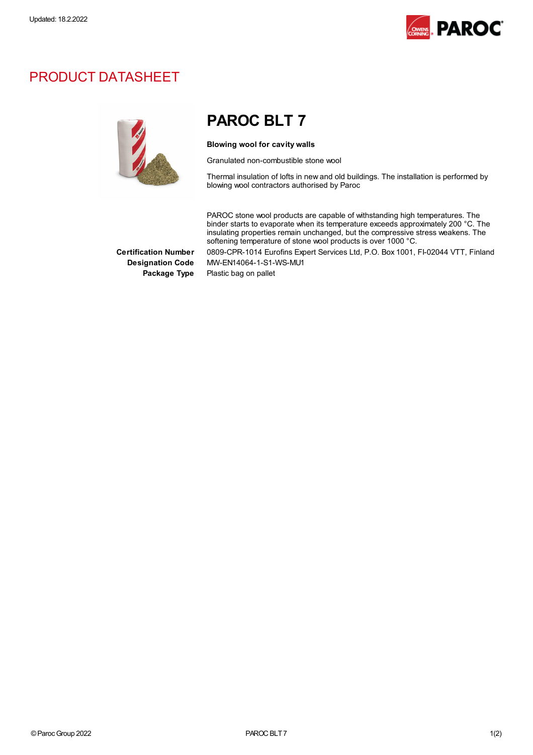Updated: 18.2.2022

# PRODUCT DATASHEET

## PAROC BLT 7

**Blowing wool for cavity walls**

Granulated non-combustible stone wool

Thermal insulation of lofts in new and old buildings. The installation is performed by blowing wool contractors authorised by Paroc

PAROC stone wool products are capable of withstanding high temperatures. The binder starts to evaporate when its temperature exceeds approximately 200 °C. The insulating properties remain unchanged, but the compressive stress weakens. The softening temperature of stone wool products is over 1000 °C.

| | |
|---|---|
| **Certification Number** | 0809-CPR-1014 Eurofins Expert Services Ltd, P.O. Box 1001, FI-02044 VTT, Finland |
| **Designation Code** | MW-EN14064-1-S1-WS-MU1 |
| **Package Type** | Plastic bag on pallet |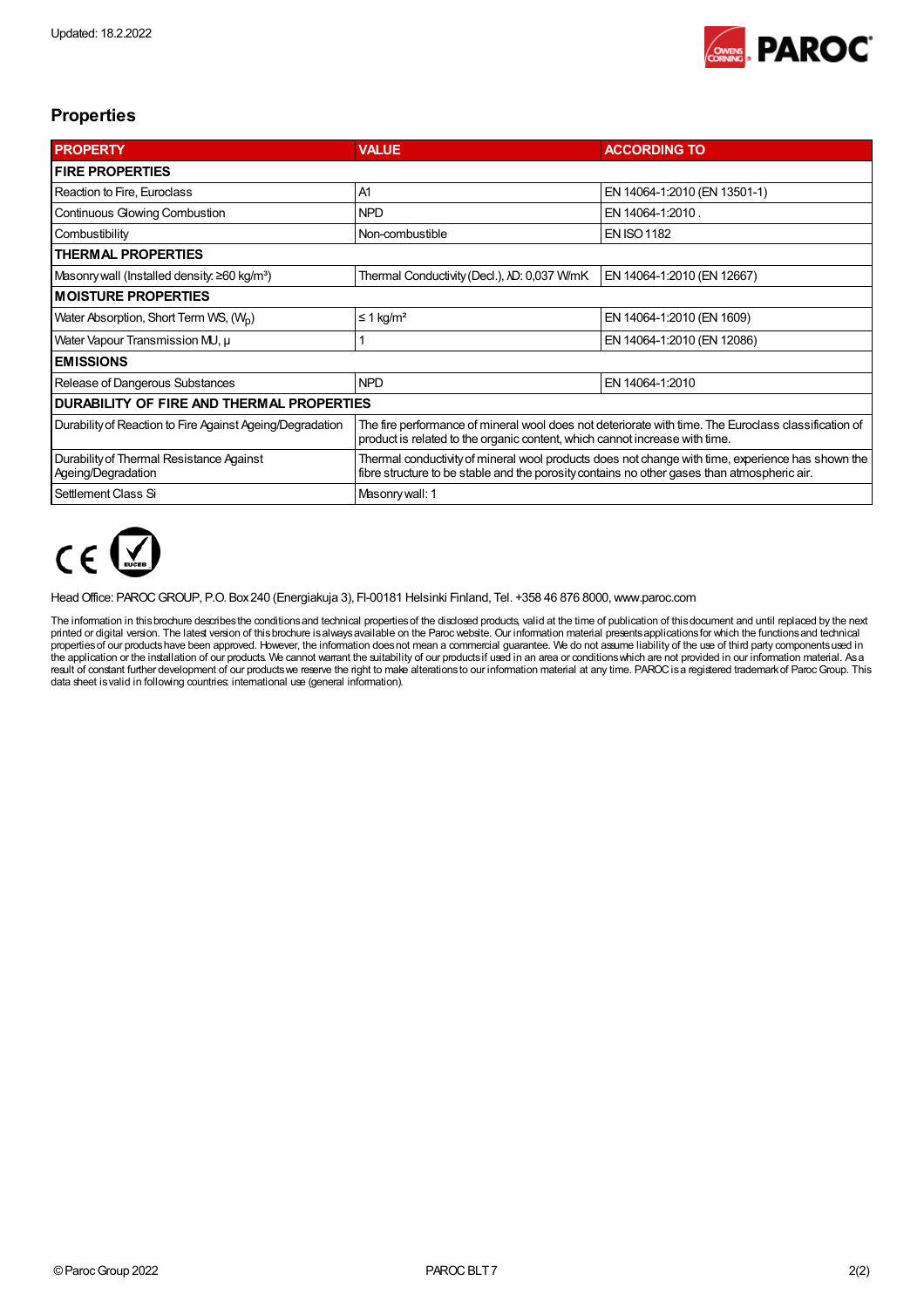Updated: 18.2.2022

## Properties

| PROPERTY | VALUE | ACCORDING TO |
|---|---|---|
| **FIRE PROPERTIES** | | |
| Reaction to Fire, Euroclass | A1 | EN 14064-1:2010 (EN 13501-1) |
| Continuous Glowing Combustion | NPD | EN 14064-1:2010 . |
| Combustibility | Non-combustible | EN ISO 1182 |
| **THERMAL PROPERTIES** | | |
| Masonry wall (Installed density: ≥60 kg/m³) | Thermal Conductivity (Decl.), λD: 0,037 W/mK | EN 14064-1:2010 (EN 12667) |
| **MOISTURE PROPERTIES** | | |
| Water Absorption, Short Term WS, ($W_p$) | ≤ 1 kg/m² | EN 14064-1:2010 (EN 1609) |
| Water Vapour Transmission MU, μ | 1 | EN 14064-1:2010 (EN 12086) |
| **EMISSIONS** | | |
| Release of Dangerous Substances | NPD | EN 14064-1:2010 |
| **DURABILITY OF FIRE AND THERMAL PROPERTIES** | | |
| Durability of Reaction to Fire Against Ageing/Degradation | The fire performance of mineral wool does not deteriorate with time. The Euroclass classification of product is related to the organic content, which cannot increase with time. | |
| Durability of Thermal Resistance Against Ageing/Degradation | Thermal conductivity of mineral wool products does not change with time, experience has shown the fibre structure to be stable and the porosity contains no other gases than atmospheric air. | |
| Settlement Class Si | Masonry wall: 1 | |

Head Office: PAROC GROUP, P.O. Box 240 (Energiakuja 3), FI-00181 Helsinki Finland, Tel. +358 46 876 8000, www.paroc.com

The information in this brochure describes the conditions and technical properties of the disclosed products, valid at the time of publication of this document and until replaced by the next printed or digital version. The latest version of this brochure is always available on the Paroc website. Our information material presents applications for which the functions and technical properties of our products have been approved. However, the information does not mean a commercial guarantee. We do not assume liability of the use of third party components used in the application or the installation of our products. We cannot warrant the suitability of our products if used in an area or conditions which are not provided in our information material. As a result of constant further development of our products we reserve the right to make alterations to our information material at any time. PAROC is a registered trademark of Paroc Group. This data sheet is valid in following countries: international use (general information).

© Paroc Group 2022 PAROC BLT 7